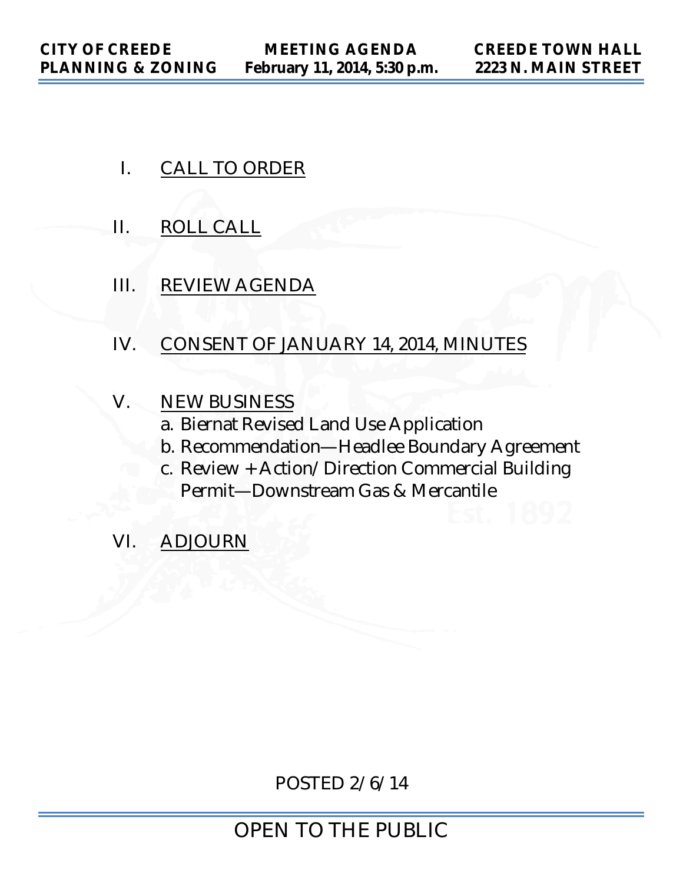**CITY OF CREEDE PLANNING & ZONING** | **MEETING AGENDA February 11, 2014, 5:30 p.m.** | **CREEDE TOWN HALL 2223 N. MAIN STREET**

I. CALL TO ORDER

II. ROLL CALL

III. REVIEW AGENDA

IV. CONSENT OF JANUARY 14, 2014, MINUTES

V. NEW BUSINESS
   - a. Biernat Revised Land Use Application
   - b. Recommendation—Headlee Boundary Agreement
   - c. Review + Action/Direction Commercial Building Permit—Downstream Gas & Mercantile

VI. ADJOURN

POSTED 2/6/14

OPEN TO THE PUBLIC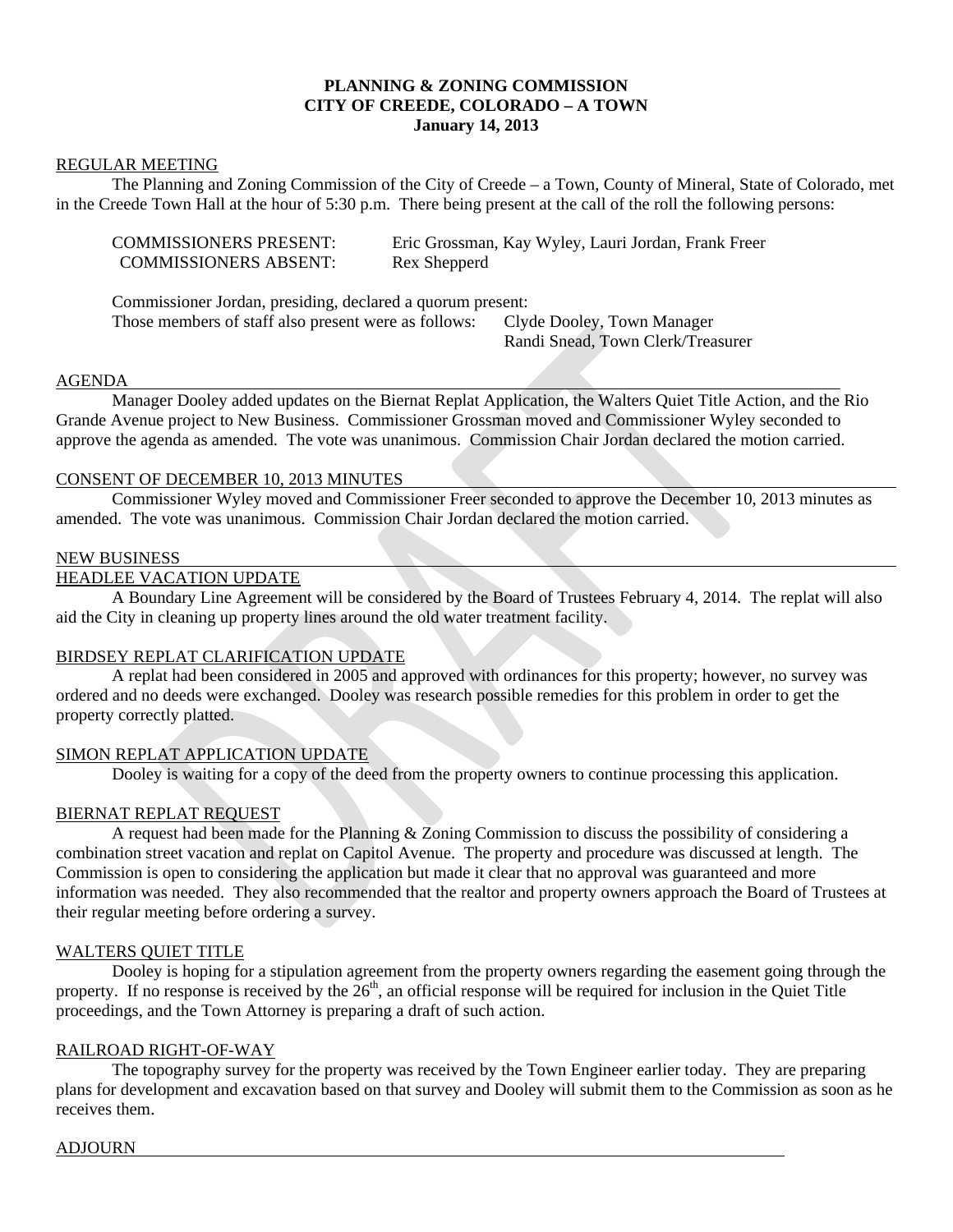**PLANNING & ZONING COMMISSION**
**CITY OF CREEDE, COLORADO – A TOWN**
**January 14, 2013**

REGULAR MEETING

The Planning and Zoning Commission of the City of Creede – a Town, County of Mineral, State of Colorado, met in the Creede Town Hall at the hour of 5:30 p.m. There being present at the call of the roll the following persons:

COMMISSIONERS PRESENT: Eric Grossman, Kay Wyley, Lauri Jordan, Frank Freer
COMMISSIONERS ABSENT: Rex Shepperd

Commissioner Jordan, presiding, declared a quorum present:
Those members of staff also present were as follows: Clyde Dooley, Town Manager
Randi Snead, Town Clerk/Treasurer

AGENDA

Manager Dooley added updates on the Biernat Replat Application, the Walters Quiet Title Action, and the Rio Grande Avenue project to New Business. Commissioner Grossman moved and Commissioner Wyley seconded to approve the agenda as amended. The vote was unanimous. Commission Chair Jordan declared the motion carried.

CONSENT OF DECEMBER 10, 2013 MINUTES

Commissioner Wyley moved and Commissioner Freer seconded to approve the December 10, 2013 minutes as amended. The vote was unanimous. Commission Chair Jordan declared the motion carried.

NEW BUSINESS

HEADLEE VACATION UPDATE

A Boundary Line Agreement will be considered by the Board of Trustees February 4, 2014. The replat will also aid the City in cleaning up property lines around the old water treatment facility.

BIRDSEY REPLAT CLARIFICATION UPDATE

A replat had been considered in 2005 and approved with ordinances for this property; however, no survey was ordered and no deeds were exchanged. Dooley was research possible remedies for this problem in order to get the property correctly platted.

SIMON REPLAT APPLICATION UPDATE

Dooley is waiting for a copy of the deed from the property owners to continue processing this application.

BIERNAT REPLAT REQUEST

A request had been made for the Planning & Zoning Commission to discuss the possibility of considering a combination street vacation and replat on Capitol Avenue. The property and procedure was discussed at length. The Commission is open to considering the application but made it clear that no approval was guaranteed and more information was needed. They also recommended that the realtor and property owners approach the Board of Trustees at their regular meeting before ordering a survey.

WALTERS QUIET TITLE

Dooley is hoping for a stipulation agreement from the property owners regarding the easement going through the property. If no response is received by the 26th, an official response will be required for inclusion in the Quiet Title proceedings, and the Town Attorney is preparing a draft of such action.

RAILROAD RIGHT-OF-WAY

The topography survey for the property was received by the Town Engineer earlier today. They are preparing plans for development and excavation based on that survey and Dooley will submit them to the Commission as soon as he receives them.

ADJOURN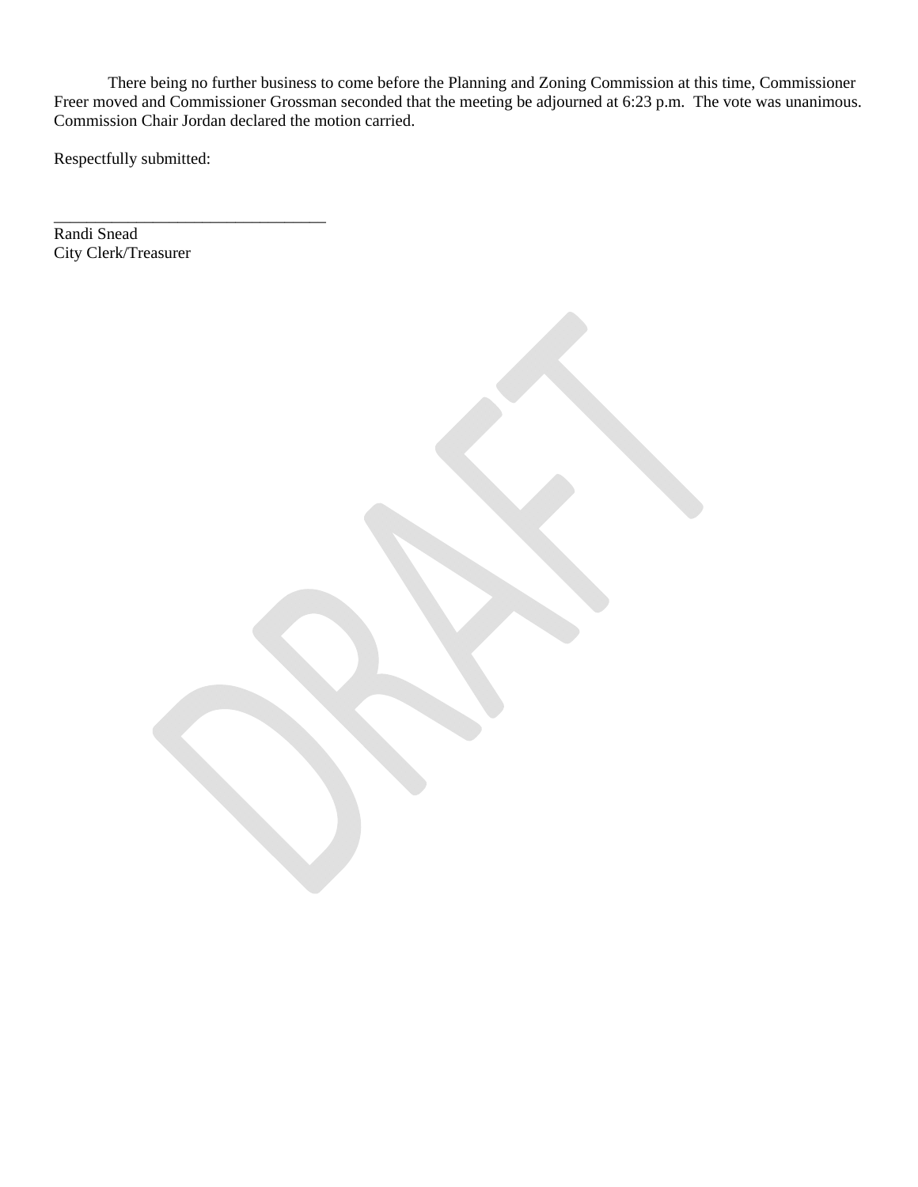There being no further business to come before the Planning and Zoning Commission at this time, Commissioner Freer moved and Commissioner Grossman seconded that the meeting be adjourned at 6:23 p.m. The vote was unanimous. Commission Chair Jordan declared the motion carried.

Respectfully submitted:

\_\_\_\_\_\_\_\_\_\_\_\_\_\_\_\_\_\_\_\_\_\_\_\_\_\_\_\_\_\_\_\_\_\_

Randi Snead  
City Clerk/Treasurer

DRAFT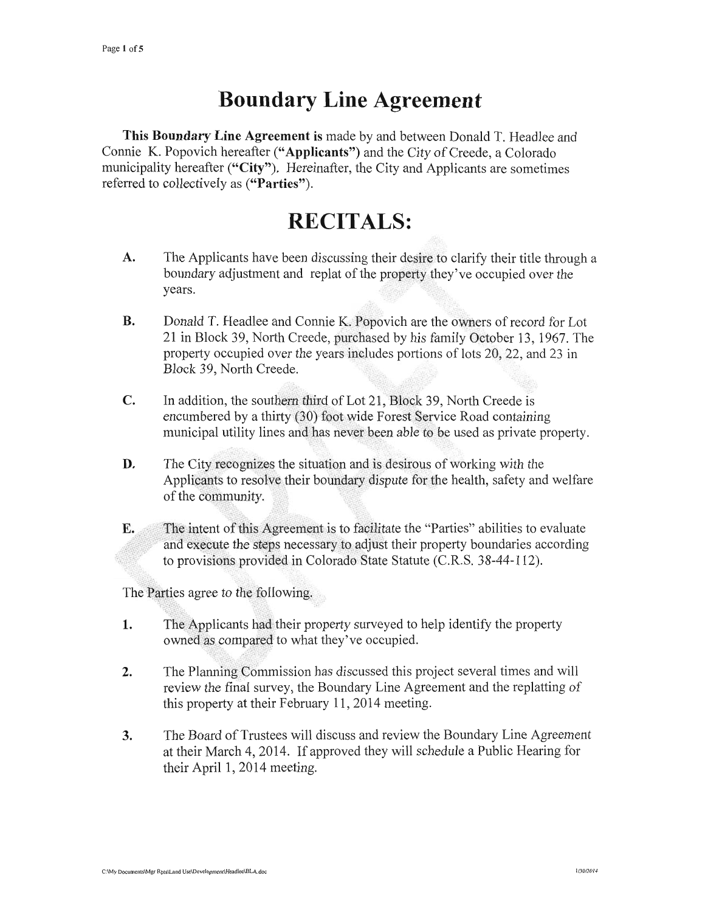# Boundary Line Agreement

**This Boundary Line Agreement is** made by and between Donald T. Headlee and Connie K. Popovich hereafter (**"Applicants"**) and the City of Creede, a Colorado municipality hereafter (**"City"**). Hereinafter, the City and Applicants are sometimes referred to collectively as (**"Parties"**).

# RECITALS:

**A.** The Applicants have been discussing their desire to clarify their title through a boundary adjustment and replat of the property they've occupied over the years.

**B.** Donald T. Headlee and Connie K. Popovich are the owners of record for Lot 21 in Block 39, North Creede, purchased by his family October 13, 1967. The property occupied over the years includes portions of lots 20, 22, and 23 in Block 39, North Creede.

**C.** In addition, the southern third of Lot 21, Block 39, North Creede is encumbered by a thirty (30) foot wide Forest Service Road containing municipal utility lines and has never been able to be used as private property.

**D.** The City recognizes the situation and is desirous of working with the Applicants to resolve their boundary dispute for the health, safety and welfare of the community.

**E.** The intent of this Agreement is to facilitate the "Parties" abilities to evaluate and execute the steps necessary to adjust their property boundaries according to provisions provided in Colorado State Statute (C.R.S. 38-44-112).

The Parties agree to the following.

**1.** The Applicants had their property surveyed to help identify the property owned as compared to what they've occupied.

**2.** The Planning Commission has discussed this project several times and will review the final survey, the Boundary Line Agreement and the replatting of this property at their February 11, 2014 meeting.

**3.** The Board of Trustees will discuss and review the Boundary Line Agreement at their March 4, 2014. If approved they will schedule a Public Hearing for their April 1, 2014 meeting.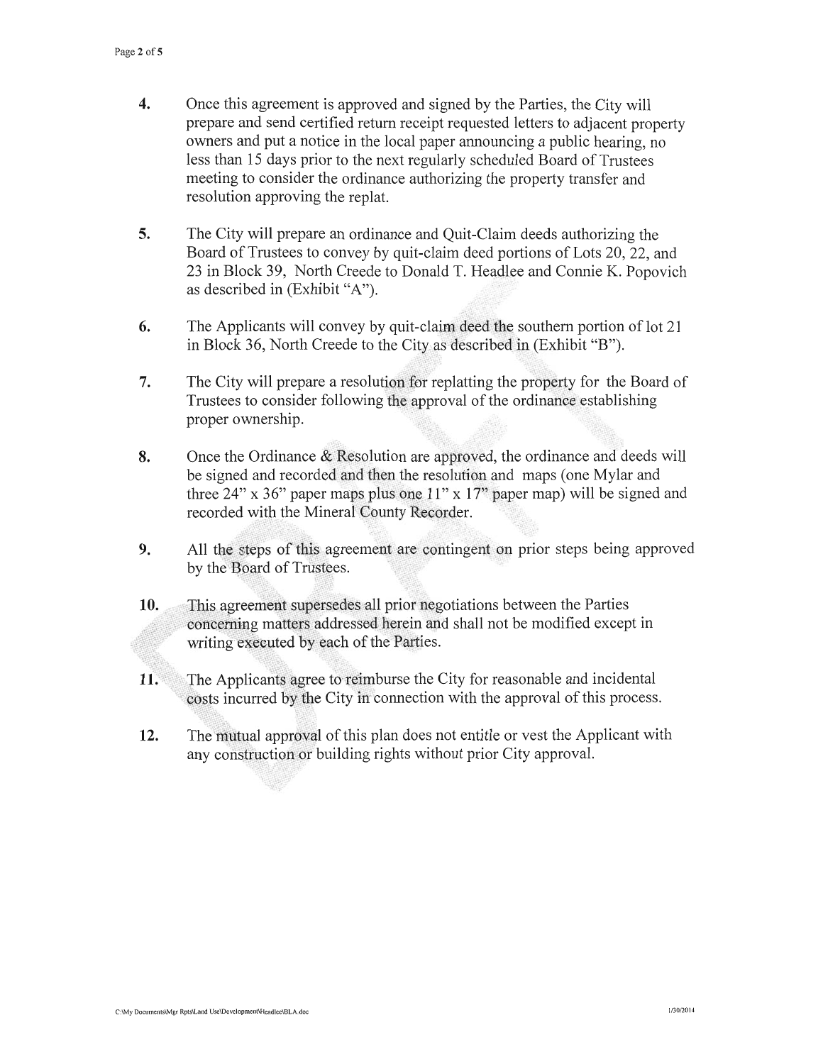4. Once this agreement is approved and signed by the Parties, the City will prepare and send certified return receipt requested letters to adjacent property owners and put a notice in the local paper announcing a public hearing, no less than 15 days prior to the next regularly scheduled Board of Trustees meeting to consider the ordinance authorizing the property transfer and resolution approving the replat.

5. The City will prepare an ordinance and Quit-Claim deeds authorizing the Board of Trustees to convey by quit-claim deed portions of Lots 20, 22, and 23 in Block 39, North Creede to Donald T. Headlee and Connie K. Popovich as described in (Exhibit "A").

6. The Applicants will convey by quit-claim deed the southern portion of lot 21 in Block 36, North Creede to the City as described in (Exhibit "B").

7. The City will prepare a resolution for replatting the property for the Board of Trustees to consider following the approval of the ordinance establishing proper ownership.

8. Once the Ordinance & Resolution are approved, the ordinance and deeds will be signed and recorded and then the resolution and maps (one Mylar and three 24" x 36" paper maps plus one 11" x 17" paper map) will be signed and recorded with the Mineral County Recorder.

9. All the steps of this agreement are contingent on prior steps being approved by the Board of Trustees.

10. This agreement supersedes all prior negotiations between the Parties concerning matters addressed herein and shall not be modified except in writing executed by each of the Parties.

11. The Applicants agree to reimburse the City for reasonable and incidental costs incurred by the City in connection with the approval of this process.

12. The mutual approval of this plan does not entitle or vest the Applicant with any construction or building rights without prior City approval.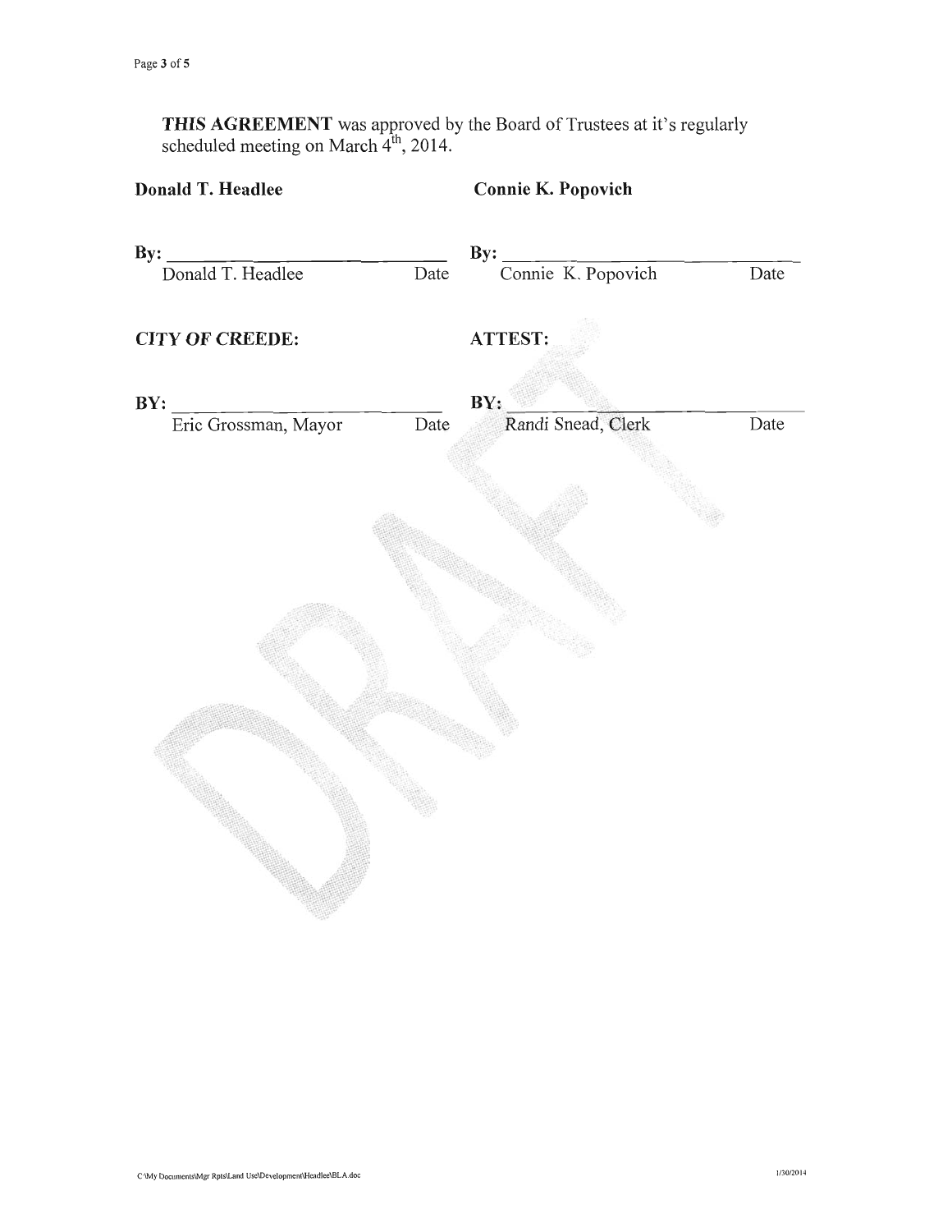***THIS AGREEMENT*** was approved by the Board of Trustees at it's regularly scheduled meeting on March 4th, 2014.

| **Donald T. Headlee** | | **Connie K. Popovich** | |
|---|---|---|---|
| **By:** ______________________ | | **By:** ______________________ | |
| Donald T. Headlee | Date | Connie K. Popovich | Date |
| ***CITY OF CREEDE:*** | | **ATTEST:** | |
| **BY:** ______________________ | | **BY:** ______________________ | |
| Eric Grossman, Mayor | Date | Randi Snead, Clerk | Date |

DRAFT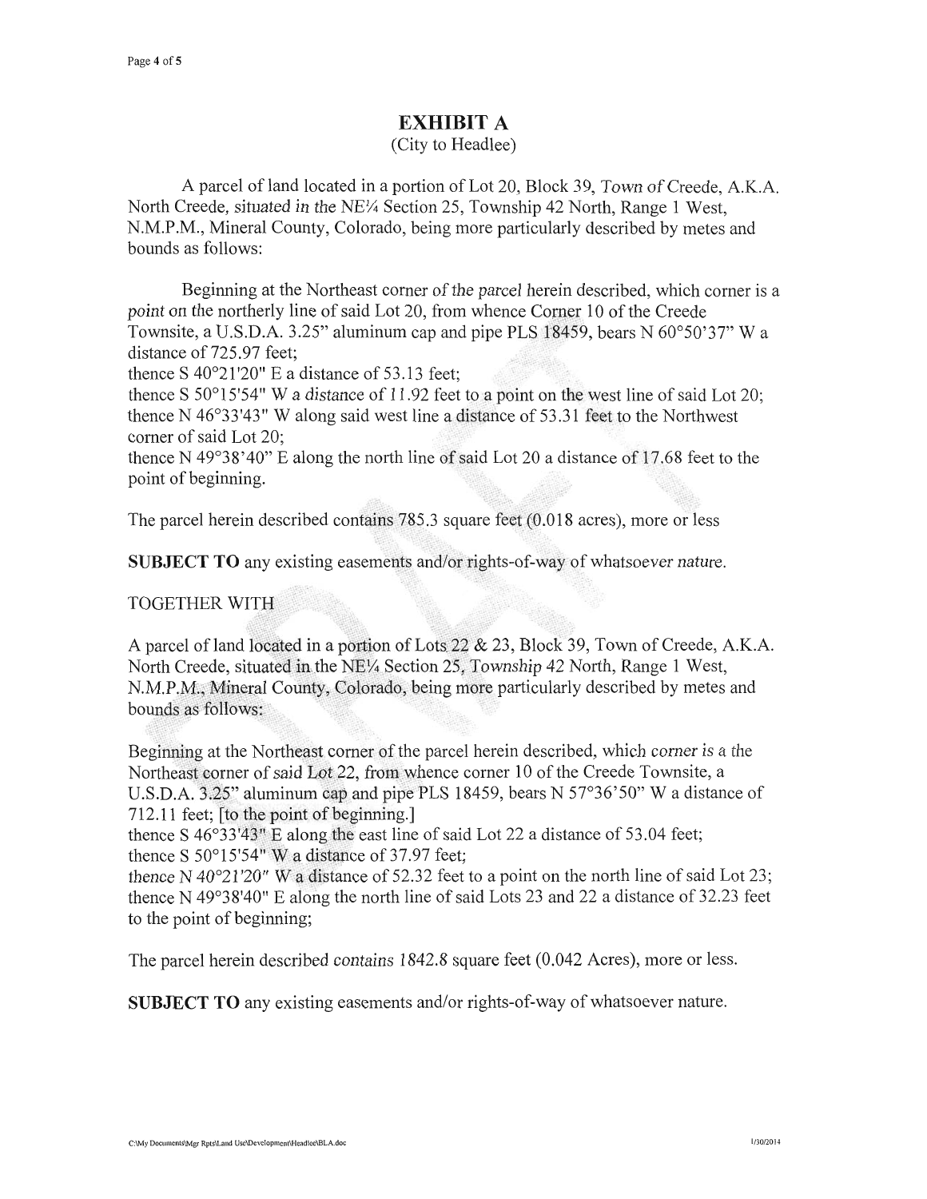# EXHIBIT A

(City to Headlee)

A parcel of land located in a portion of Lot 20, Block 39, Town of Creede, A.K.A. North Creede, situated in the NE¼ Section 25, Township 42 North, Range 1 West, N.M.P.M., Mineral County, Colorado, being more particularly described by metes and bounds as follows:

Beginning at the Northeast corner of the parcel herein described, which corner is a point on the northerly line of said Lot 20, from whence Corner 10 of the Creede Townsite, a U.S.D.A. 3.25" aluminum cap and pipe PLS 18459, bears N 60°50'37" W a distance of 725.97 feet;
thence S 40°21'20" E a distance of 53.13 feet;
thence S 50°15'54" W a distance of 11.92 feet to a point on the west line of said Lot 20;
thence N 46°33'43" W along said west line a distance of 53.31 feet to the Northwest corner of said Lot 20;
thence N 49°38'40" E along the north line of said Lot 20 a distance of 17.68 feet to the point of beginning.

The parcel herein described contains 785.3 square feet (0.018 acres), more or less

**SUBJECT TO** any existing easements and/or rights-of-way of whatsoever nature.

TOGETHER WITH

A parcel of land located in a portion of Lots 22 & 23, Block 39, Town of Creede, A.K.A. North Creede, situated in the NE¼ Section 25, Township 42 North, Range 1 West, N.M.P.M., Mineral County, Colorado, being more particularly described by metes and bounds as follows:

Beginning at the Northeast corner of the parcel herein described, which corner is a the Northeast corner of said Lot 22, from whence corner 10 of the Creede Townsite, a U.S.D.A. 3.25" aluminum cap and pipe PLS 18459, bears N 57°36'50" W a distance of 712.11 feet; [to the point of beginning.]
thence S 46°33'43" E along the east line of said Lot 22 a distance of 53.04 feet;
thence S 50°15'54" W a distance of 37.97 feet;
thence N 40°21'20" W a distance of 52.32 feet to a point on the north line of said Lot 23;
thence N 49°38'40" E along the north line of said Lots 23 and 22 a distance of 32.23 feet to the point of beginning;

The parcel herein described contains 1842.8 square feet (0.042 Acres), more or less.

**SUBJECT TO** any existing easements and/or rights-of-way of whatsoever nature.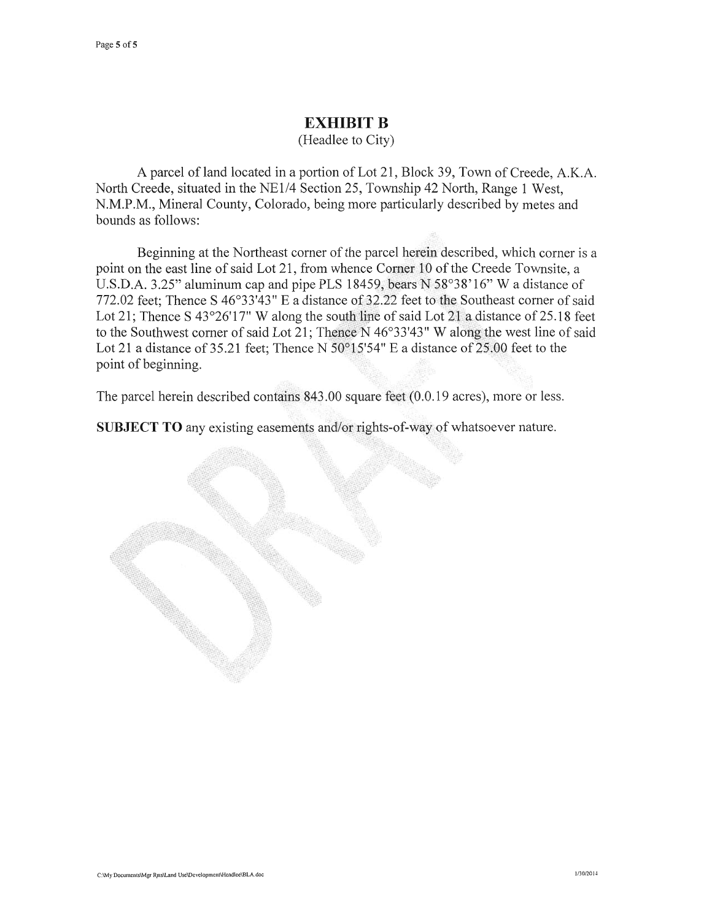# EXHIBIT B

(Headlee to City)

A parcel of land located in a portion of Lot 21, Block 39, Town of Creede, A.K.A. North Creede, situated in the NE1/4 Section 25, Township 42 North, Range 1 West, N.M.P.M., Mineral County, Colorado, being more particularly described by metes and bounds as follows:

Beginning at the Northeast corner of the parcel herein described, which corner is a point on the east line of said Lot 21, from whence Corner 10 of the Creede Townsite, a U.S.D.A. 3.25" aluminum cap and pipe PLS 18459, bears N 58°38'16" W a distance of 772.02 feet; Thence S 46°33'43" E a distance of 32.22 feet to the Southeast corner of said Lot 21; Thence S 43°26'17" W along the south line of said Lot 21 a distance of 25.18 feet to the Southwest corner of said Lot 21; Thence N 46°33'43" W along the west line of said Lot 21 a distance of 35.21 feet; Thence N 50°15'54" E a distance of 25.00 feet to the point of beginning.

The parcel herein described contains 843.00 square feet (0.0.19 acres), more or less.

**SUBJECT TO** any existing easements and/or rights-of-way of whatsoever nature.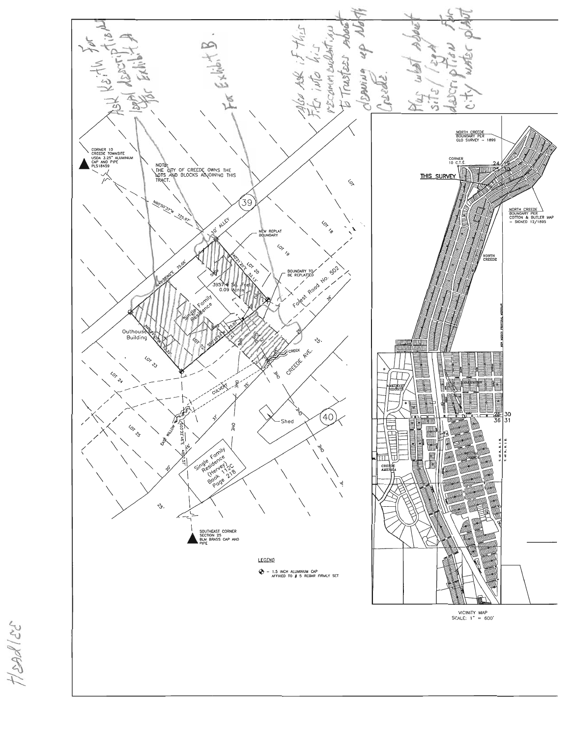Ask Keith for legal description for Exhibit A

For Exhibit B.

Also ask if this fits into his recommendation to Trustees about cleaning up North Creede.

Plus what about site/legal description for city water plant

CORNER 10
CREEDE TOWNSITE
USDA 3.25" ALUMINUM
CAP AND PIPE
PLS18459

NOTE:
THE CITY OF CREEDE OWNS THE LOTS AND BLOCKS ADJOINING THIS TRACT.

N60°50'37"W 725.97'

39

10' ALLEY

NEW REPLAT BOUNDARY

LOT 18

LOT 19

LOT 20

S40°21'20"E 53.13'

N49°38'40"E 75.06'

3957.4 Sq. Feet
0.09 Acres

Single Family Residence

BOUNDARY TO BE REPLATTED

Forest Road No. 502

Outhouse Building

LOT 22

LOT 23

LOT 24

LOT 25

S50°15'54"W 25.07'

CREEK

CREEDE AVE.

CULVERT

OHE

EAST WILLOW

40

Shed

Single Family Residence (Hervey) Book 112C Page 218

SOUTHEAST CORNER
SECTION 25
BLM BRASS CAP AND PIPE

LEGEND

– 1.5 INCH ALUMINUM CAP AFFIXED TO # 5 REBAR FIRMLY SET

NORTH CREEDE BOUNDARY PER GLO SURVEY – 1899

CORNER 10 C.T.S.

THIS SURVEY

NORTH CREEDE BOUNDARY PER COTTON & BUTLER MAP – SIGNED 12/1895

NORTH CREEDE

AMETHYST HEIGHTS

CREEDE AMERICA

NEW MEXICO PRINCIPAL MERIDIAN

T. 42 N., R. 1 W.

T. 42 N., R. 1 E.

24 19
25 30
30 31

VICINITY MAP
SCALE: 1" = 600'

33/1PEAH